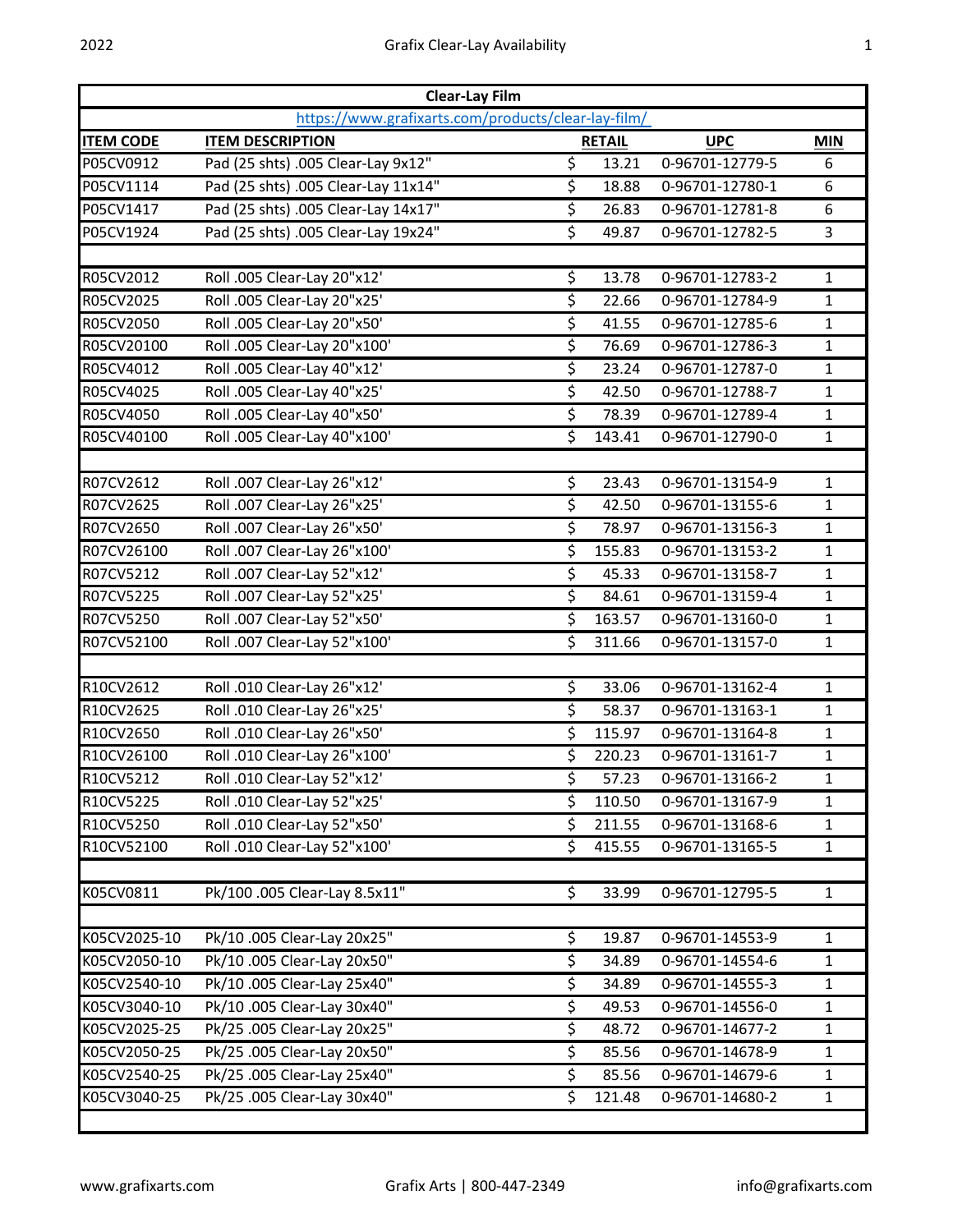| Clear-Lay Film | | | | |
|---|---|---|---|---|
| https://www.grafixarts.com/products/clear-lay-film/ | | | | |
| **ITEM CODE** | **ITEM DESCRIPTION** | **RETAIL** | **UPC** | **MIN** |
| P05CV0912 | Pad (25 shts) .005 Clear-Lay 9x12" | $ 13.21 | 0-96701-12779-5 | 6 |
| P05CV1114 | Pad (25 shts) .005 Clear-Lay 11x14" | $ 18.88 | 0-96701-12780-1 | 6 |
| P05CV1417 | Pad (25 shts) .005 Clear-Lay 14x17" | $ 26.83 | 0-96701-12781-8 | 6 |
| P05CV1924 | Pad (25 shts) .005 Clear-Lay 19x24" | $ 49.87 | 0-96701-12782-5 | 3 |
| | | | | |
| R05CV2012 | Roll .005 Clear-Lay 20"x12' | $ 13.78 | 0-96701-12783-2 | 1 |
| R05CV2025 | Roll .005 Clear-Lay 20"x25' | $ 22.66 | 0-96701-12784-9 | 1 |
| R05CV2050 | Roll .005 Clear-Lay 20"x50' | $ 41.55 | 0-96701-12785-6 | 1 |
| R05CV20100 | Roll .005 Clear-Lay 20"x100' | $ 76.69 | 0-96701-12786-3 | 1 |
| R05CV4012 | Roll .005 Clear-Lay 40"x12' | $ 23.24 | 0-96701-12787-0 | 1 |
| R05CV4025 | Roll .005 Clear-Lay 40"x25' | $ 42.50 | 0-96701-12788-7 | 1 |
| R05CV4050 | Roll .005 Clear-Lay 40"x50' | $ 78.39 | 0-96701-12789-4 | 1 |
| R05CV40100 | Roll .005 Clear-Lay 40"x100' | $ 143.41 | 0-96701-12790-0 | 1 |
| | | | | |
| R07CV2612 | Roll .007 Clear-Lay 26"x12' | $ 23.43 | 0-96701-13154-9 | 1 |
| R07CV2625 | Roll .007 Clear-Lay 26"x25' | $ 42.50 | 0-96701-13155-6 | 1 |
| R07CV2650 | Roll .007 Clear-Lay 26"x50' | $ 78.97 | 0-96701-13156-3 | 1 |
| R07CV26100 | Roll .007 Clear-Lay 26"x100' | $ 155.83 | 0-96701-13153-2 | 1 |
| R07CV5212 | Roll .007 Clear-Lay 52"x12' | $ 45.33 | 0-96701-13158-7 | 1 |
| R07CV5225 | Roll .007 Clear-Lay 52"x25' | $ 84.61 | 0-96701-13159-4 | 1 |
| R07CV5250 | Roll .007 Clear-Lay 52"x50' | $ 163.57 | 0-96701-13160-0 | 1 |
| R07CV52100 | Roll .007 Clear-Lay 52"x100' | $ 311.66 | 0-96701-13157-0 | 1 |
| | | | | |
| R10CV2612 | Roll .010 Clear-Lay 26"x12' | $ 33.06 | 0-96701-13162-4 | 1 |
| R10CV2625 | Roll .010 Clear-Lay 26"x25' | $ 58.37 | 0-96701-13163-1 | 1 |
| R10CV2650 | Roll .010 Clear-Lay 26"x50' | $ 115.97 | 0-96701-13164-8 | 1 |
| R10CV26100 | Roll .010 Clear-Lay 26"x100' | $ 220.23 | 0-96701-13161-7 | 1 |
| R10CV5212 | Roll .010 Clear-Lay 52"x12' | $ 57.23 | 0-96701-13166-2 | 1 |
| R10CV5225 | Roll .010 Clear-Lay 52"x25' | $ 110.50 | 0-96701-13167-9 | 1 |
| R10CV5250 | Roll .010 Clear-Lay 52"x50' | $ 211.55 | 0-96701-13168-6 | 1 |
| R10CV52100 | Roll .010 Clear-Lay 52"x100' | $ 415.55 | 0-96701-13165-5 | 1 |
| | | | | |
| K05CV0811 | Pk/100 .005 Clear-Lay 8.5x11" | $ 33.99 | 0-96701-12795-5 | 1 |
| | | | | |
| K05CV2025-10 | Pk/10 .005 Clear-Lay 20x25" | $ 19.87 | 0-96701-14553-9 | 1 |
| K05CV2050-10 | Pk/10 .005 Clear-Lay 20x50" | $ 34.89 | 0-96701-14554-6 | 1 |
| K05CV2540-10 | Pk/10 .005 Clear-Lay 25x40" | $ 34.89 | 0-96701-14555-3 | 1 |
| K05CV3040-10 | Pk/10 .005 Clear-Lay 30x40" | $ 49.53 | 0-96701-14556-0 | 1 |
| K05CV2025-25 | Pk/25 .005 Clear-Lay 20x25" | $ 48.72 | 0-96701-14677-2 | 1 |
| K05CV2050-25 | Pk/25 .005 Clear-Lay 20x50" | $ 85.56 | 0-96701-14678-9 | 1 |
| K05CV2540-25 | Pk/25 .005 Clear-Lay 25x40" | $ 85.56 | 0-96701-14679-6 | 1 |
| K05CV3040-25 | Pk/25 .005 Clear-Lay 30x40" | $ 121.48 | 0-96701-14680-2 | 1 |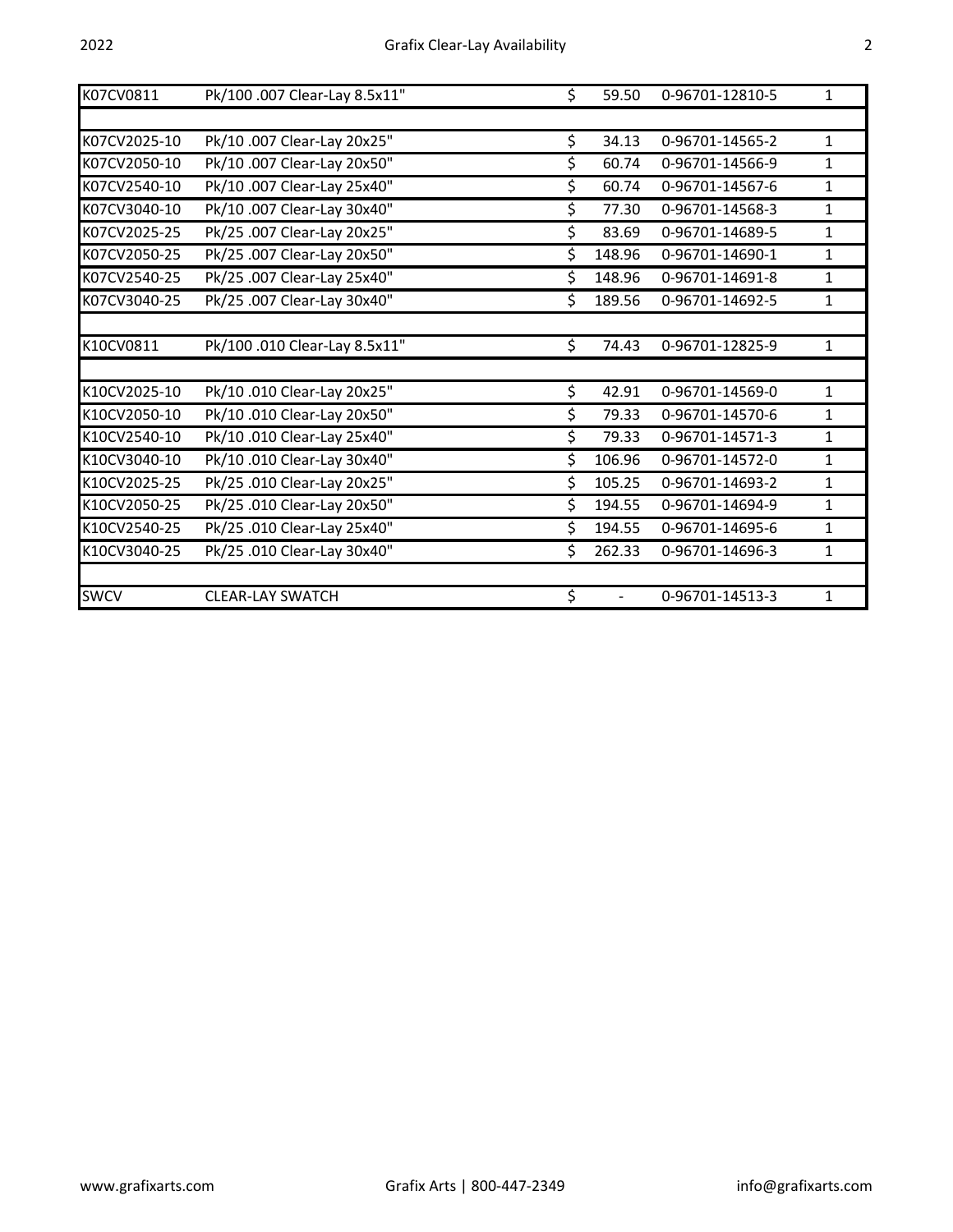| | | | | | |
|---|---|---|---|---|---|
| K07CV0811 | Pk/100 .007 Clear-Lay 8.5x11" | $ | 59.50 | 0-96701-12810-5 | 1 |
| | | | | | |
| K07CV2025-10 | Pk/10 .007 Clear-Lay 20x25" | $ | 34.13 | 0-96701-14565-2 | 1 |
| K07CV2050-10 | Pk/10 .007 Clear-Lay 20x50" | $ | 60.74 | 0-96701-14566-9 | 1 |
| K07CV2540-10 | Pk/10 .007 Clear-Lay 25x40" | $ | 60.74 | 0-96701-14567-6 | 1 |
| K07CV3040-10 | Pk/10 .007 Clear-Lay 30x40" | $ | 77.30 | 0-96701-14568-3 | 1 |
| K07CV2025-25 | Pk/25 .007 Clear-Lay 20x25" | $ | 83.69 | 0-96701-14689-5 | 1 |
| K07CV2050-25 | Pk/25 .007 Clear-Lay 20x50" | $ | 148.96 | 0-96701-14690-1 | 1 |
| K07CV2540-25 | Pk/25 .007 Clear-Lay 25x40" | $ | 148.96 | 0-96701-14691-8 | 1 |
| K07CV3040-25 | Pk/25 .007 Clear-Lay 30x40" | $ | 189.56 | 0-96701-14692-5 | 1 |
| | | | | | |
| K10CV0811 | Pk/100 .010 Clear-Lay 8.5x11" | $ | 74.43 | 0-96701-12825-9 | 1 |
| | | | | | |
| K10CV2025-10 | Pk/10 .010 Clear-Lay 20x25" | $ | 42.91 | 0-96701-14569-0 | 1 |
| K10CV2050-10 | Pk/10 .010 Clear-Lay 20x50" | $ | 79.33 | 0-96701-14570-6 | 1 |
| K10CV2540-10 | Pk/10 .010 Clear-Lay 25x40" | $ | 79.33 | 0-96701-14571-3 | 1 |
| K10CV3040-10 | Pk/10 .010 Clear-Lay 30x40" | $ | 106.96 | 0-96701-14572-0 | 1 |
| K10CV2025-25 | Pk/25 .010 Clear-Lay 20x25" | $ | 105.25 | 0-96701-14693-2 | 1 |
| K10CV2050-25 | Pk/25 .010 Clear-Lay 20x50" | $ | 194.55 | 0-96701-14694-9 | 1 |
| K10CV2540-25 | Pk/25 .010 Clear-Lay 25x40" | $ | 194.55 | 0-96701-14695-6 | 1 |
| K10CV3040-25 | Pk/25 .010 Clear-Lay 30x40" | $ | 262.33 | 0-96701-14696-3 | 1 |
| | | | | | |
| SWCV | CLEAR-LAY SWATCH | $ | - | 0-96701-14513-3 | 1 |